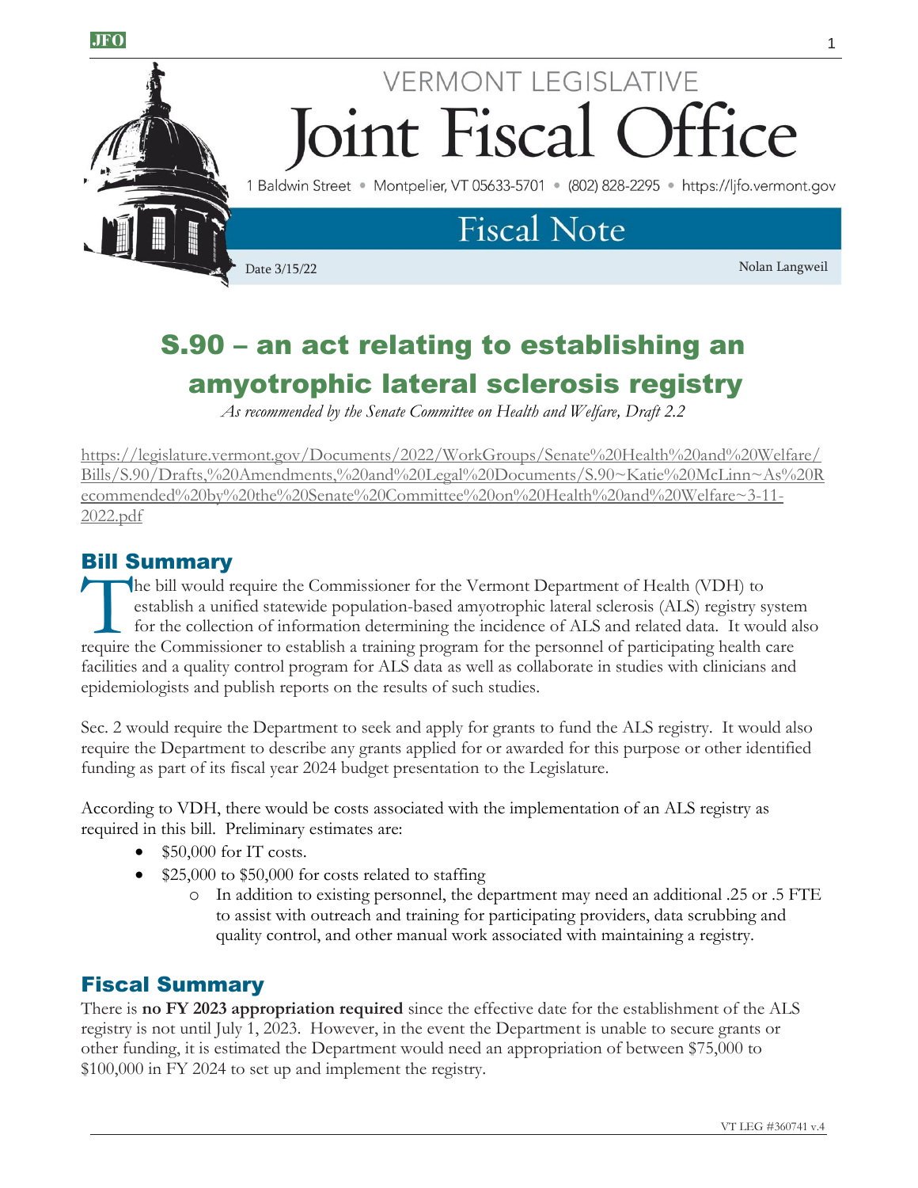VERMONT LEGISLATIVE

# Joint Fiscal Office

1 Baldwin Street • Montpelier, VT 05633-5701 • (802) 828-2295 • https://ljfo.vermont.gov

## Fiscal Note

Date 3/15/22

Nolan Langweil

# S.90 – an act relating to establishing an amyotrophic lateral sclerosis registry

*As recommended by the Senate Committee on Health and Welfare, Draft 2.2*

https://legislature.vermont.gov/Documents/2022/WorkGroups/Senate%20Health%20and%20Welfare/Bills/S.90/Drafts,%20Amendments,%20and%20Legal%20Documents/S.90~Katie%20McLinn~As%20Recommended%20by%20the%20Senate%20Committee%20on%20Health%20and%20Welfare~3-11-2022.pdf

## Bill Summary

The bill would require the Commissioner for the Vermont Department of Health (VDH) to establish a unified statewide population-based amyotrophic lateral sclerosis (ALS) registry system for the collection of information determining the incidence of ALS and related data. It would also require the Commissioner to establish a training program for the personnel of participating health care facilities and a quality control program for ALS data as well as collaborate in studies with clinicians and epidemiologists and publish reports on the results of such studies.

Sec. 2 would require the Department to seek and apply for grants to fund the ALS registry. It would also require the Department to describe any grants applied for or awarded for this purpose or other identified funding as part of its fiscal year 2024 budget presentation to the Legislature.

According to VDH, there would be costs associated with the implementation of an ALS registry as required in this bill. Preliminary estimates are:

- $50,000 for IT costs.
- $25,000 to $50,000 for costs related to staffing
  - In addition to existing personnel, the department may need an additional .25 or .5 FTE to assist with outreach and training for participating providers, data scrubbing and quality control, and other manual work associated with maintaining a registry.

## Fiscal Summary

There is **no FY 2023 appropriation required** since the effective date for the establishment of the ALS registry is not until July 1, 2023. However, in the event the Department is unable to secure grants or other funding, it is estimated the Department would need an appropriation of between $75,000 to $100,000 in FY 2024 to set up and implement the registry.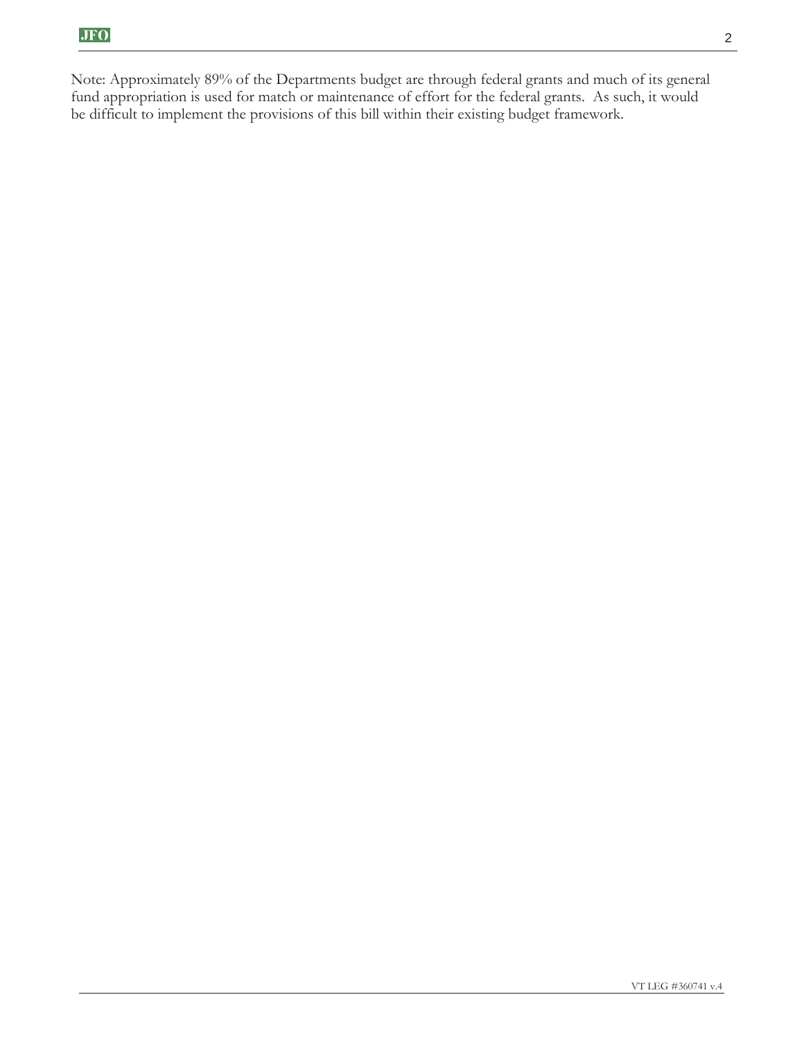Note: Approximately 89% of the Departments budget are through federal grants and much of its general fund appropriation is used for match or maintenance of effort for the federal grants. As such, it would be difficult to implement the provisions of this bill within their existing budget framework.